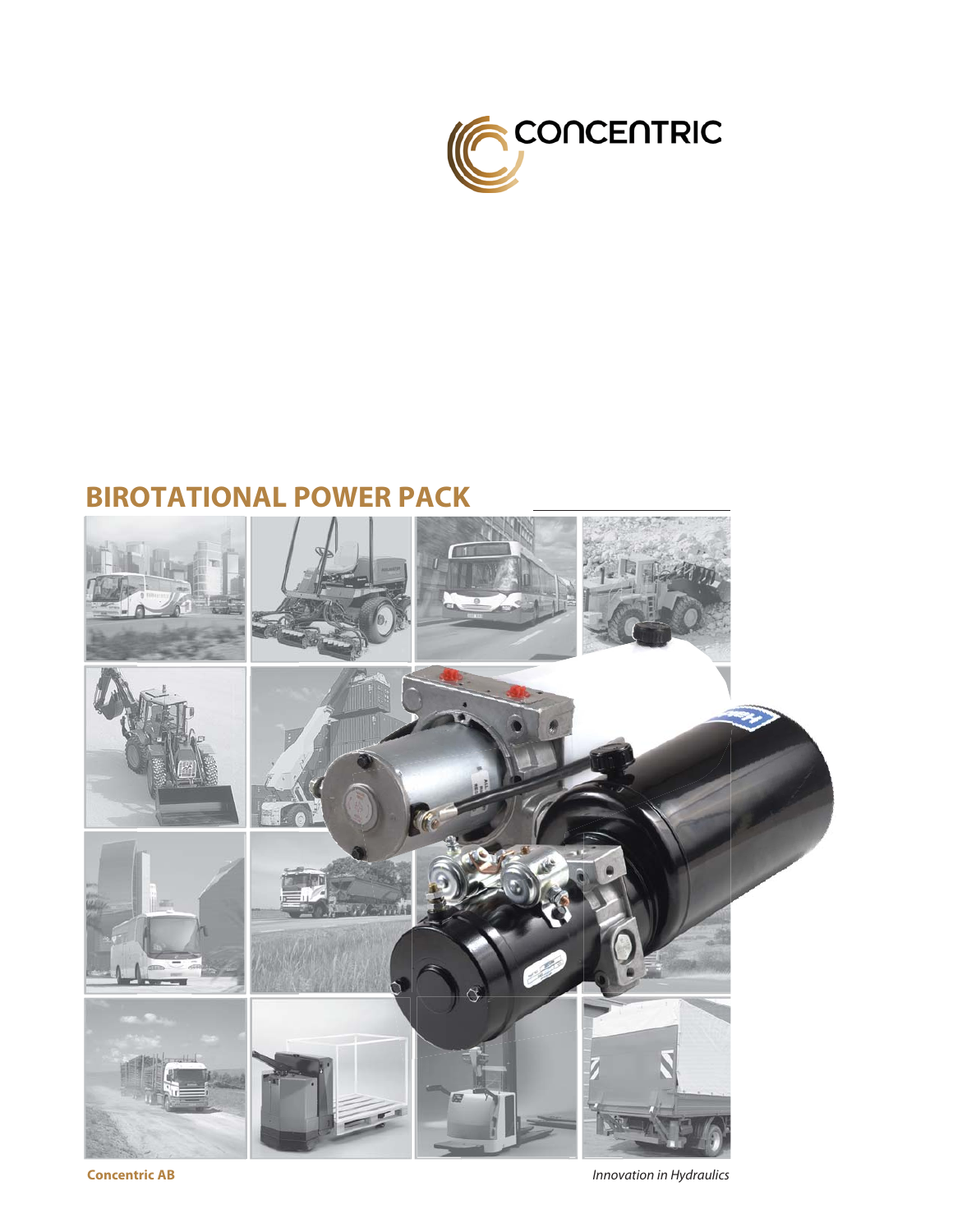CONCENTRIC

# BIROTATIONAL POWER PACK

**Concentric AB**

*Innovation in Hydraulics*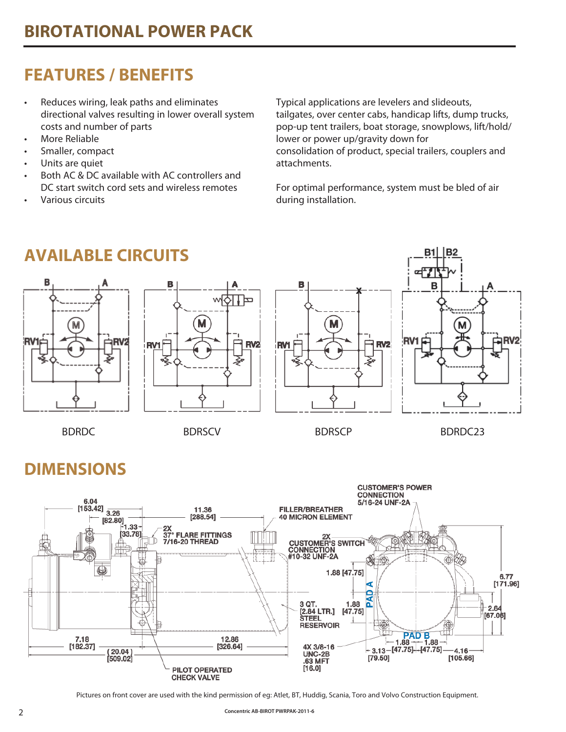# BIROTATIONAL POWER PACK

## FEATURES / BENEFITS

- Reduces wiring, leak paths and eliminates directional valves resulting in lower overall system costs and number of parts
- More Reliable
- Smaller, compact
- Units are quiet
- Both AC & DC available with AC controllers and DC start switch cord sets and wireless remotes
- Various circuits

Typical applications are levelers and slideouts, tailgates, over center cabs, handicap lifts, dump trucks, pop-up tent trailers, boat storage, snowplows, lift/hold/lower or power up/gravity down for consolidation of product, special trailers, couplers and attachments.

For optimal performance, system must be bled of air during installation.

## AVAILABLE CIRCUITS

BDRDC

BDRSCV

BDRSCP

BDRDC23

## DIMENSIONS

CUSTOMER'S POWER CONNECTION 5/16-24 UNF-2A

FILLER/BREATHER 40 MICRON ELEMENT

2X 37° FLARE FITTINGS 7/16-20 THREAD

2X CUSTOMER'S SWITCH CONNECTION #10-32 UNF-2A

3 QT. [2.84 LTR.] STEEL RESERVOIR

4X 3/8-16 UNC-2B .63 MFT [16.0]

PILOT OPERATED CHECK VALVE

6.04 [153.42]; 3.26 [82.80]; 1.33 [33.78]; 11.36 [288.54]; 7.18 [182.37]; 20.04 [509.02]; 12.86 [326.64]; 1.88 [47.75]; 1.88 [47.75]; 6.77 [171.96]; 2.64 [67.06]; 3.13 [79.50]; 1.88 [47.75]; 1.88 [47.75]; 4.16 [105.66]

PAD A; PAD B

Pictures on front cover are used with the kind permission of eg: Atlet, BT, Huddig, Scania, Toro and Volvo Construction Equipment.

Concentric AB-BIROT PWRPAK-2011-6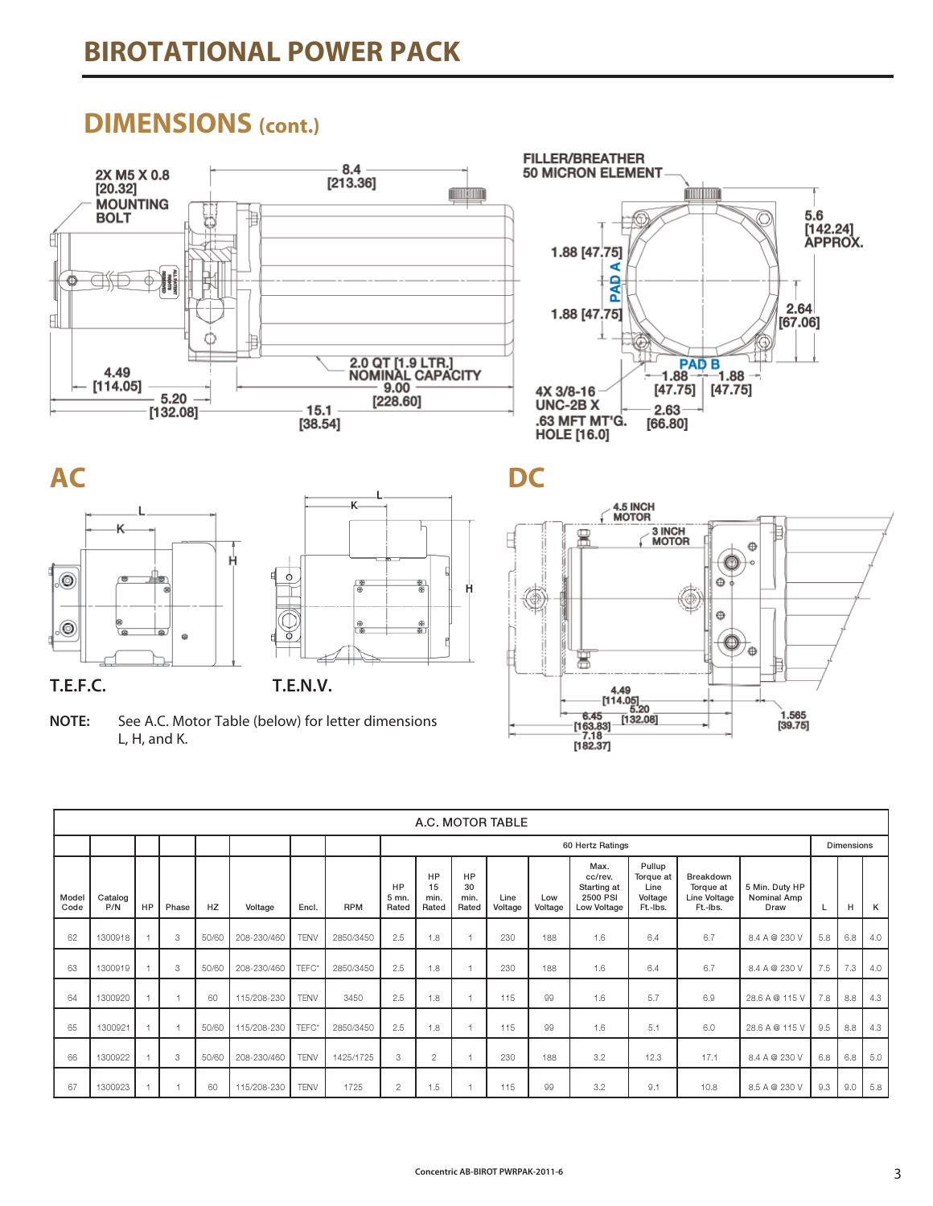# BIROTATIONAL POWER PACK

## DIMENSIONS (cont.)

2X M5 X 0.8 [20.32] MOUNTING BOLT

8.4 [213.36]

FILLER/BREATHER 50 MICRON ELEMENT

5.6 [142.24] APPROX.

1.88 [47.75]

PAD A

1.88 [47.75]

2.64 [67.06]

PAD B

4.49 [114.05]

2.0 QT [1.9 LTR.] NOMINAL CAPACITY

9.00 [228.60]

5.20 [132.08]

15.1 [38.54]

4X 3/8-16 UNC-2B X .63 MFT MT'G. HOLE [16.0]

1.88 [47.75] 1.88 [47.75]

2.63 [66.80]

## AC

L K H

T.E.F.C.

L K H

T.E.N.V.

**NOTE:** See A.C. Motor Table (below) for letter dimensions L, H, and K.

## DC

4.5 INCH MOTOR

3 INCH MOTOR

4.49 [114.05]

5.20 [132.08]

6.45 [163.83]

7.18 [182.37]

1.565 [39.75]

| A.C. MOTOR TABLE | | | | | | | | | | | | | | | | | | | |
|---|---|---|---|---|---|---|---|---|---|---|---|---|---|---|---|---|---|---|---|
| | | | | | | | | 60 Hertz Ratings | | | | | | | | | Dimensions | | |
| Model Code | Catalog P/N | HP | Phase | HZ | Voltage | Encl. | RPM | HP 5 mn. Rated | HP 15 min. Rated | HP 30 min. Rated | Line Voltage | Low Voltage | Max. cc/rev. Starting at 2500 PSI Low Voltage | Pullup Torque at Line Voltage Ft.-lbs. | Breakdown Torque at Line Voltage Ft.-lbs. | 5 Min. Duty HP Nominal Amp Draw | L | H | K |
| 62 | 1300918 | 1 | 3 | 50/60 | 208-230/460 | TENV | 2850/3450 | 2.5 | 1.8 | 1 | 230 | 188 | 1.6 | 6.4 | 6.7 | 8.4 A @ 230 V | 5.8 | 6.8 | 4.0 |
| 63 | 1300919 | 1 | 3 | 50/60 | 208-230/460 | TEFC* | 2850/3450 | 2.5 | 1.8 | 1 | 230 | 188 | 1.6 | 6.4 | 6.7 | 8.4 A @ 230 V | 7.5 | 7.3 | 4.0 |
| 64 | 1300920 | 1 | 1 | 60 | 115/208-230 | TENV | 3450 | 2.5 | 1.8 | 1 | 115 | 99 | 1.6 | 5.7 | 6.9 | 28.6 A @ 115 V | 7.8 | 8.8 | 4.3 |
| 65 | 1300921 | 1 | 1 | 50/60 | 115/208-230 | TEFC* | 2850/3450 | 2.5 | 1.8 | 1 | 115 | 99 | 1.6 | 5.1 | 6.0 | 28.6 A @ 115 V | 9.5 | 8.8 | 4.3 |
| 66 | 1300922 | 1 | 3 | 50/60 | 208-230/460 | TENV | 1425/1725 | 3 | 2 | 1 | 230 | 188 | 3.2 | 12.3 | 17.1 | 8.4 A @ 230 V | 6.8 | 6.8 | 5.0 |
| 67 | 1300923 | 1 | 1 | 60 | 115/208-230 | TENV | 1725 | 2 | 1.5 | 1 | 115 | 99 | 3.2 | 9.1 | 10.8 | 8.5 A @ 230 V | 9.3 | 9.0 | 5.8 |

Concentric AB-BIROT PWRPAK-2011-6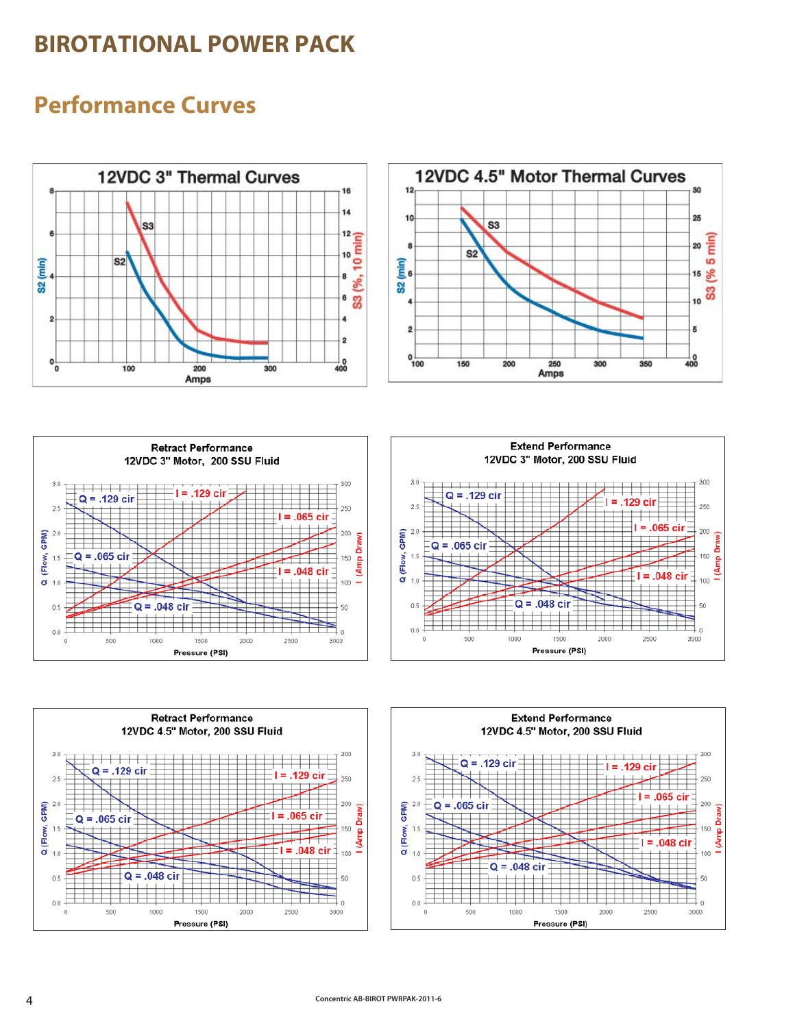# BIROTATIONAL POWER PACK

## Performance Curves

12VDC 3" Thermal Curves

12VDC 4.5" Motor Thermal Curves

Retract Performance
12VDC 3" Motor, 200 SSU Fluid

Extend Performance
12VDC 3" Motor, 200 SSU Fluid

Retract Performance
12VDC 4.5" Motor, 200 SSU Fluid

Extend Performance
12VDC 4.5" Motor, 200 SSU Fluid

Concentric AB-BIROT PWRPAK-2011-6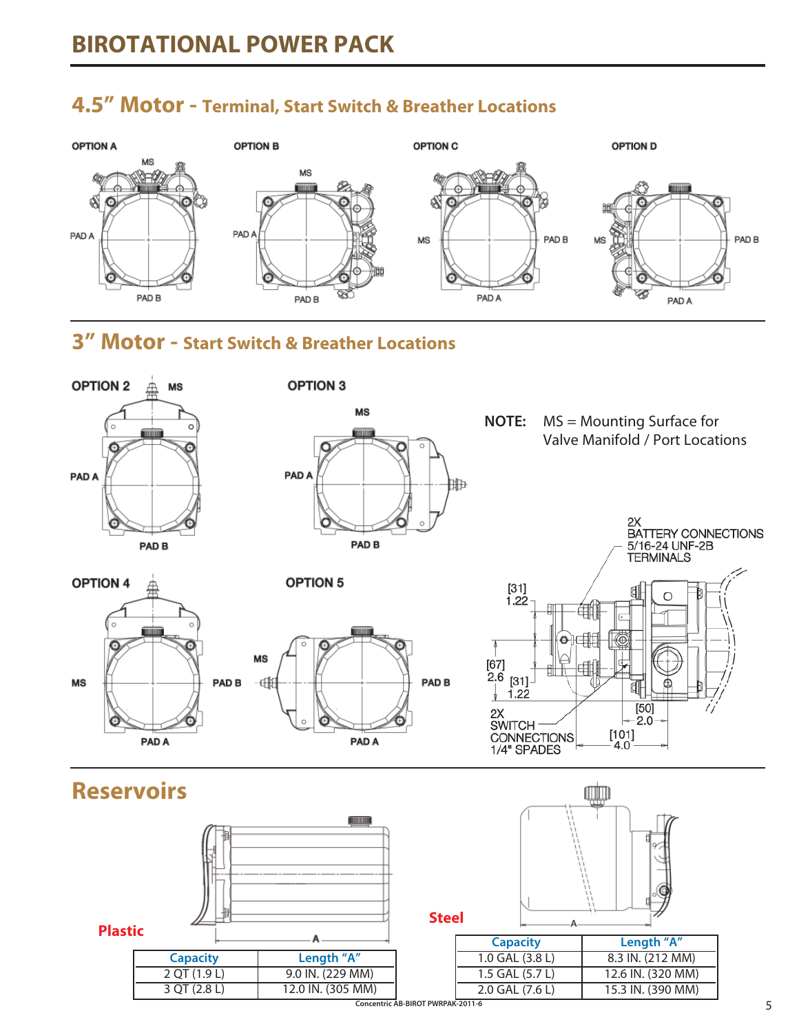# BIROTATIONAL POWER PACK

## 4.5" Motor - Terminal, Start Switch & Breather Locations

OPTION A — OPTION B — OPTION C — OPTION D

## 3" Motor - Start Switch & Breather Locations

OPTION 2 — OPTION 3 — OPTION 4 — OPTION 5

**NOTE:** MS = Mounting Surface for Valve Manifold / Port Locations

2X BATTERY CONNECTIONS 5/16-24 UNF-2B TERMINALS

2X SWITCH CONNECTIONS 1/4" SPADES

## Reservoirs

**Plastic**

| Capacity | Length "A" |
|---|---|
| 2 QT (1.9 L) | 9.0 IN. (229 MM) |
| 3 QT (2.8 L) | 12.0 IN. (305 MM) |

**Steel**

| Capacity | Length "A" |
|---|---|
| 1.0 GAL (3.8 L) | 8.3 IN. (212 MM) |
| 1.5 GAL (5.7 L) | 12.6 IN. (320 MM) |
| 2.0 GAL (7.6 L) | 15.3 IN. (390 MM) |

Concentric AB-BIROT PWRPAK-2011-6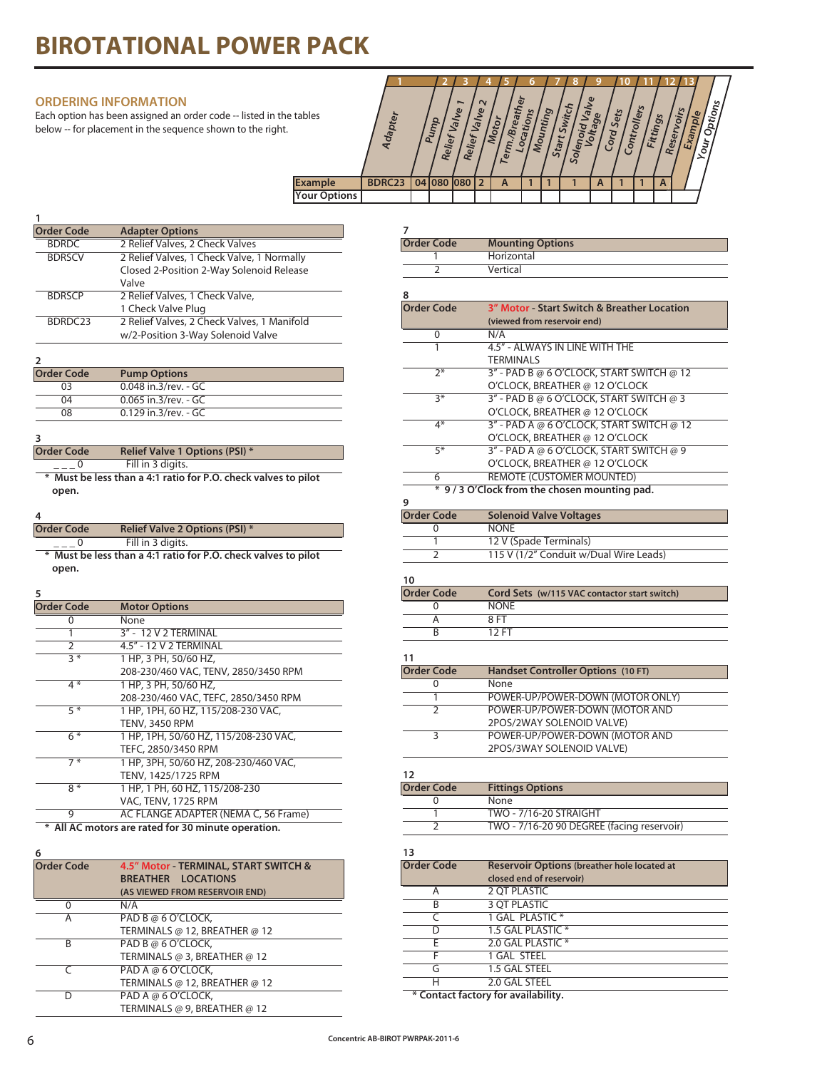# BIROTATIONAL POWER PACK

## ORDERING INFORMATION

Each option has been assigned an order code -- listed in the tables below -- for placement in the sequence shown to the right.

| | 1 | 2 | 3 | 4 | 5 | 6 | 7 | 8 | 9 | 10 | 11 | 12 | 13 |
|---|---|---|---|---|---|---|---|---|---|---|---|---|---|
| | Adapter | Pump | Relief Valve 1 | Relief Valve 2 | Motor | Term./Breather Locations | Mounting | Start Switch | Solenoid Valve Voltage | Cord Sets | Controllers | Fittings | Reservoirs |
| Example | BDRC23 | 04 | 080 | 080 | 2 | A | 1 | 1 | 1 | A | 1 | 1 | A |
| Your Options | | | | | | | | | | | | | |

**1**

| Order Code | Adapter Options |
|---|---|
| BDRDC | 2 Relief Valves, 2 Check Valves |
| BDRSCV | 2 Relief Valves, 1 Check Valve, 1 Normally Closed 2-Position 2-Way Solenoid Release Valve |
| BDRSCP | 2 Relief Valves, 1 Check Valve, 1 Check Valve Plug |
| BDRDC23 | 2 Relief Valves, 2 Check Valves, 1 Manifold w/2-Position 3-Way Solenoid Valve |

**2**

| Order Code | Pump Options |
|---|---|
| 03 | 0.048 in.3/rev. - GC |
| 04 | 0.065 in.3/rev. - GC |
| 08 | 0.129 in.3/rev. - GC |

**3**

| Order Code | Relief Valve 1 Options (PSI) * |
|---|---|
| _ _ _ 0 | Fill in 3 digits. |

**\* Must be less than a 4:1 ratio for P.O. check valves to pilot open.**

**4**

| Order Code | Relief Valve 2 Options (PSI) * |
|---|---|
| _ _ _ 0 | Fill in 3 digits. |

**\* Must be less than a 4:1 ratio for P.O. check valves to pilot open.**

**5**

| Order Code | Motor Options |
|---|---|
| 0 | None |
| 1 | 3" - 12 V 2 TERMINAL |
| 2 | 4.5" - 12 V 2 TERMINAL |
| 3 * | 1 HP, 3 PH, 50/60 HZ, 208-230/460 VAC, TENV, 2850/3450 RPM |
| 4 * | 1 HP, 3 PH, 50/60 HZ, 208-230/460 VAC, TEFC, 2850/3450 RPM |
| 5 * | 1 HP, 1PH, 60 HZ, 115/208-230 VAC, TENV, 3450 RPM |
| 6 * | 1 HP, 1PH, 50/60 HZ, 115/208-230 VAC, TEFC, 2850/3450 RPM |
| 7 * | 1 HP, 3PH, 50/60 HZ, 208-230/460 VAC, TENV, 1425/1725 RPM |
| 8 * | 1 HP, 1 PH, 60 HZ, 115/208-230 VAC, TENV, 1725 RPM |
| 9 | AC FLANGE ADAPTER (NEMA C, 56 Frame) |

**\* All AC motors are rated for 30 minute operation.**

**6**

| Order Code | 4.5" Motor - TERMINAL, START SWITCH & BREATHER LOCATIONS (AS VIEWED FROM RESERVOIR END) |
|---|---|
| 0 | N/A |
| A | PAD B @ 6 O'CLOCK, TERMINALS @ 12, BREATHER @ 12 |
| B | PAD B @ 6 O'CLOCK, TERMINALS @ 3, BREATHER @ 12 |
| C | PAD A @ 6 O'CLOCK, TERMINALS @ 12, BREATHER @ 12 |
| D | PAD A @ 6 O'CLOCK, TERMINALS @ 9, BREATHER @ 12 |

**7**

| Order Code | Mounting Options |
|---|---|
| 1 | Horizontal |
| 2 | Vertical |

**8**

| Order Code | 3" Motor - Start Switch & Breather Location (viewed from reservoir end) |
|---|---|
| 0 | N/A |
| 1 | 4.5" - ALWAYS IN LINE WITH THE TERMINALS |
| 2* | 3" - PAD B @ 6 O'CLOCK, START SWITCH @ 12 O'CLOCK, BREATHER @ 12 O'CLOCK |
| 3* | 3" - PAD B @ 6 O'CLOCK, START SWITCH @ 3 O'CLOCK, BREATHER @ 12 O'CLOCK |
| 4* | 3" - PAD A @ 6 O'CLOCK, START SWITCH @ 12 O'CLOCK, BREATHER @ 12 O'CLOCK |
| 5* | 3" - PAD A @ 6 O'CLOCK, START SWITCH @ 9 O'CLOCK, BREATHER @ 12 O'CLOCK |
| 6 | REMOTE (CUSTOMER MOUNTED) |

**\* 9 / 3 O'Clock from the chosen mounting pad.**

**9**

| Order Code | Solenoid Valve Voltages |
|---|---|
| 0 | NONE |
| 1 | 12 V (Spade Terminals) |
| 2 | 115 V (1/2" Conduit w/Dual Wire Leads) |

**10**

| Order Code | Cord Sets (w/115 VAC contactor start switch) |
|---|---|
| 0 | NONE |
| A | 8 FT |
| B | 12 FT |

**11**

| Order Code | Handset Controller Options (10 FT) |
|---|---|
| 0 | None |
| 1 | POWER-UP/POWER-DOWN (MOTOR ONLY) |
| 2 | POWER-UP/POWER-DOWN (MOTOR AND 2POS/2WAY SOLENOID VALVE) |
| 3 | POWER-UP/POWER-DOWN (MOTOR AND 2POS/3WAY SOLENOID VALVE) |

**12**

| Order Code | Fittings Options |
|---|---|
| 0 | None |
| 1 | TWO - 7/16-20 STRAIGHT |
| 2 | TWO - 7/16-20 90 DEGREE (facing reservoir) |

**13**

| Order Code | Reservoir Options (breather hole located at closed end of reservoir) |
|---|---|
| A | 2 QT PLASTIC |
| B | 3 QT PLASTIC |
| C | 1 GAL PLASTIC * |
| D | 1.5 GAL PLASTIC * |
| E | 2.0 GAL PLASTIC * |
| F | 1 GAL STEEL |
| G | 1.5 GAL STEEL |
| H | 2.0 GAL STEEL |

**\* Contact factory for availability.**

Concentric AB-BIROT PWRPAK-2011-6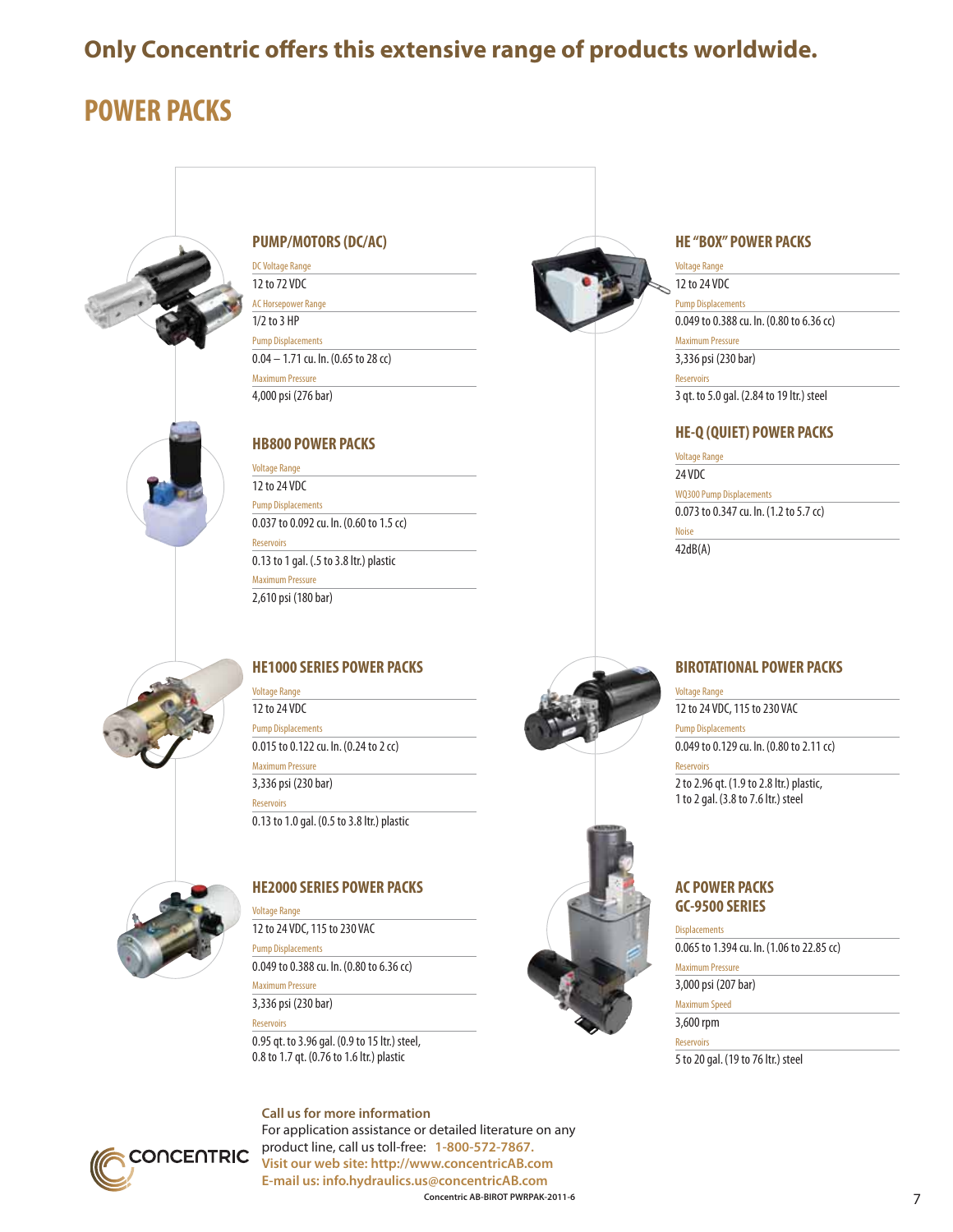## Only Concentric offers this extensive range of products worldwide.

# POWER PACKS

### PUMP/MOTORS (DC/AC)

DC Voltage Range
12 to 72 VDC

AC Horsepower Range
1/2 to 3 HP

Pump Displacements
0.04 – 1.71 cu. In. (0.65 to 28 cc)

Maximum Pressure
4,000 psi (276 bar)

### HB800 POWER PACKS

Voltage Range
12 to 24 VDC

Pump Displacements
0.037 to 0.092 cu. In. (0.60 to 1.5 cc)

Reservoirs
0.13 to 1 gal. (.5 to 3.8 ltr.) plastic

Maximum Pressure
2,610 psi (180 bar)

### HE1000 SERIES POWER PACKS

Voltage Range
12 to 24 VDC

Pump Displacements
0.015 to 0.122 cu. In. (0.24 to 2 cc)

Maximum Pressure
3,336 psi (230 bar)

Reservoirs
0.13 to 1.0 gal. (0.5 to 3.8 ltr.) plastic

### HE2000 SERIES POWER PACKS

Voltage Range
12 to 24 VDC, 115 to 230 VAC

Pump Displacements
0.049 to 0.388 cu. In. (0.80 to 6.36 cc)

Maximum Pressure
3,336 psi (230 bar)

Reservoirs
0.95 qt. to 3.96 gal. (0.9 to 15 ltr.) steel,
0.8 to 1.7 qt. (0.76 to 1.6 ltr.) plastic

### HE "BOX" POWER PACKS

Voltage Range
12 to 24 VDC

Pump Displacements
0.049 to 0.388 cu. In. (0.80 to 6.36 cc)

Maximum Pressure
3,336 psi (230 bar)

Reservoirs
3 qt. to 5.0 gal. (2.84 to 19 ltr.) steel

### HE-Q (QUIET) POWER PACKS

Voltage Range
24 VDC

WQ300 Pump Displacements
0.073 to 0.347 cu. In. (1.2 to 5.7 cc)

Noise
42dB(A)

### BIROTATIONAL POWER PACKS

Voltage Range
12 to 24 VDC, 115 to 230 VAC

Pump Displacements
0.049 to 0.129 cu. In. (0.80 to 2.11 cc)

Reservoirs
2 to 2.96 qt. (1.9 to 2.8 ltr.) plastic,
1 to 2 gal. (3.8 to 7.6 ltr.) steel

### AC POWER PACKS GC-9500 SERIES

Displacements
0.065 to 1.394 cu. In. (1.06 to 22.85 cc)

Maximum Pressure
3,000 psi (207 bar)

Maximum Speed
3,600 rpm

Reservoirs
5 to 20 gal. (19 to 76 ltr.) steel

**Call us for more information**
For application assistance or detailed literature on any product line, call us toll-free: **1-800-572-7867.**
**Visit our web site: http://www.concentricAB.com**
**E-mail us: info.hydraulics.us@concentricAB.com**

Concentric AB-BIROT PWRPAK-2011-6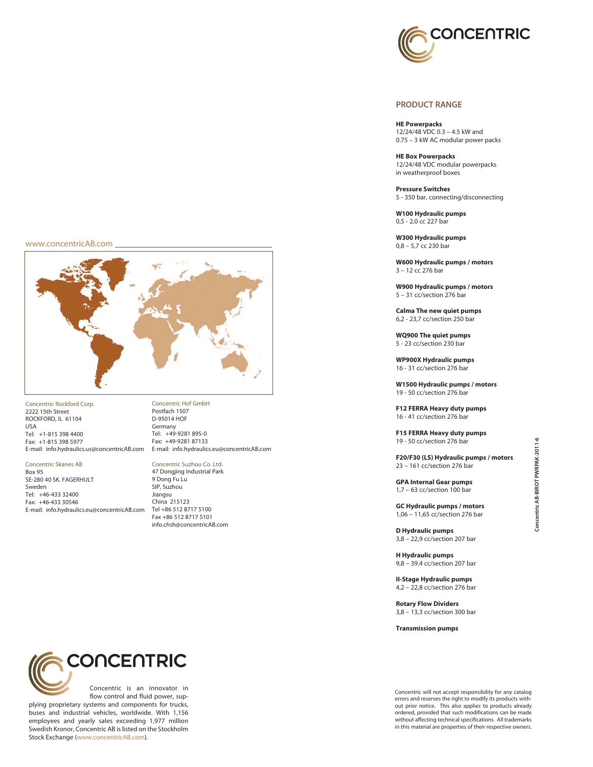CONCENTRIC

## PRODUCT RANGE

**HE Powerpacks**
12/24/48 VDC 0.3 – 4.5 kW and
0.75 – 3 kW AC modular power packs

**HE Box Powerpacks**
12/24/48 VDC modular powerpacks
in weatherproof boxes

**Pressure Switches**
5 - 350 bar, connecting/disconnecting

**W100 Hydraulic pumps**
0,5 - 2,0 cc 227 bar

**W300 Hydraulic pumps**
0,8 – 5,7 cc 230 bar

**W600 Hydraulic pumps / motors**
3 – 12 cc 276 bar

**W900 Hydraulic pumps / motors**
5 – 31 cc/section 276 bar

**Calma The new quiet pumps**
6,2 - 23,7 cc/section 250 bar

**WQ900 The quiet pumps**
5 - 23 cc/section 230 bar

**WP900X Hydraulic pumps**
16 - 31 cc/section 276 bar

**W1500 Hydraulic pumps / motors**
19 - 50 cc/section 276 bar

**F12 FERRA Heavy duty pumps**
16 - 41 cc/section 276 bar

**F15 FERRA Heavy duty pumps**
19 - 50 cc/section 276 bar

**F20/F30 (LS) Hydraulic pumps / motors**
23 – 161 cc/section 276 bar

**GPA Internal Gear pumps**
1,7 – 63 cc/section 100 bar

**GC Hydraulic pumps / motors**
1,06 – 11,65 cc/section 276 bar

**D Hydraulic pumps**
3,8 – 22,9 cc/section 207 bar

**H Hydraulic pumps**
9,8 – 39,4 cc/section 207 bar

**II-Stage Hydraulic pumps**
4,2 – 22,8 cc/section 276 bar

**Rotary Flow Dividers**
3,8 – 13,3 cc/section 300 bar

**Transmission pumps**

www.concentricAB.com

Concentric Rockford Corp.
2222 15th Street
ROCKFORD, IL 61104
USA
Tel: +1-815 398 4400
Fax: +1-815 398 5977
E-mail: info.hydraulics.us@concentricAB.com

Concentric Hof GmbH
Postfach 1507
D-95014 HOF
Germany
Tel: +49-9281 895-0
Fax: +49-9281 87133
E-mail: info.hydraulics.eu@concentricAB.com

Concentric Skanes AB
Box 95
SE-280 40 SK. FAGERHULT
Sweden
Tel: +46-433 32400
Fax: +46-433 30546
E-mail: info.hydraulics.eu@concentricAB.com

Concentric Suzhou Co. Ltd.
47 Dongjing Industrial Park
9 Dong Fu Lu
SIP, Suzhou
Jiangsu
China 215123
Tel +86 512 8717 5100
Fax +86 512 8717 5101
info.chsh@concentricAB.com

CONCENTRIC

Concentric is an innovator in flow control and fluid power, supplying proprietary systems and components for trucks, buses and industrial vehicles, worldwide. With 1,156 employees and yearly sales exceeding 1,977 million Swedish Kronor, Concentric AB is listed on the Stockholm Stock Exchange (www.concentricAB.com).

Concentric AB-BIROT PWRPAK-2011-6

Concentric will not accept responsibility for any catalog errors and reserves the right to modify its products without prior notice. This also applies to products already ordered, provided that such modifications can be made without affecting technical specifications. All trademarks in this material are properties of their respective owners.